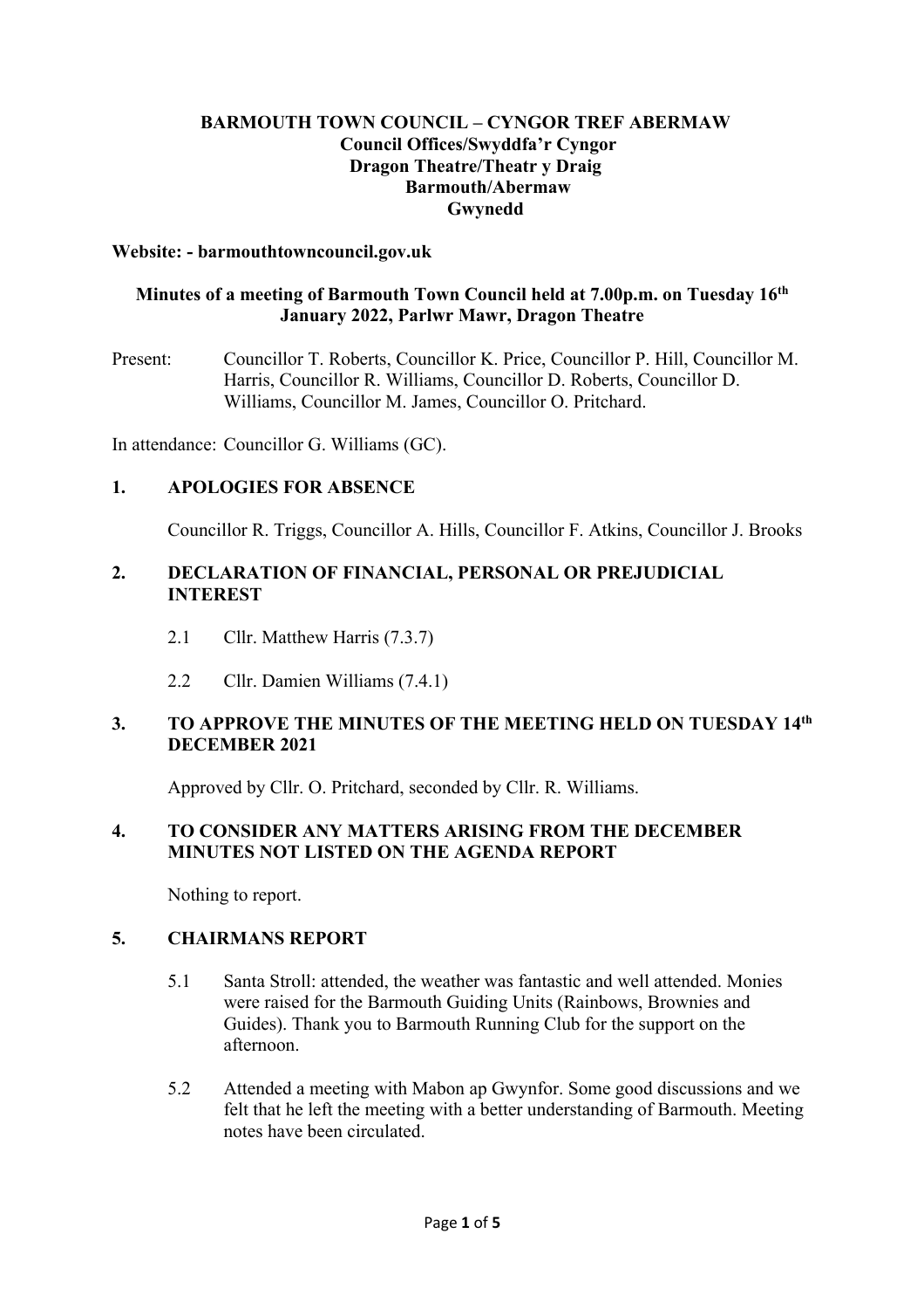**BARMOUTH TOWN COUNCIL – CYNGOR TREF ABERMAW**
**Council Offices/Swyddfa'r Cyngor**
**Dragon Theatre/Theatr y Draig**
**Barmouth/Abermaw**
**Gwynedd**

**Website: - barmouthtowncouncil.gov.uk**

**Minutes of a meeting of Barmouth Town Council held at 7.00p.m. on Tuesday 16th January 2022, Parlwr Mawr, Dragon Theatre**

Present: Councillor T. Roberts, Councillor K. Price, Councillor P. Hill, Councillor M. Harris, Councillor R. Williams, Councillor D. Roberts, Councillor D. Williams, Councillor M. James, Councillor O. Pritchard.

In attendance: Councillor G. Williams (GC).

## 1. APOLOGIES FOR ABSENCE

Councillor R. Triggs, Councillor A. Hills, Councillor F. Atkins, Councillor J. Brooks

## 2. DECLARATION OF FINANCIAL, PERSONAL OR PREJUDICIAL INTEREST

2.1 Cllr. Matthew Harris (7.3.7)

2.2 Cllr. Damien Williams (7.4.1)

## 3. TO APPROVE THE MINUTES OF THE MEETING HELD ON TUESDAY 14th DECEMBER 2021

Approved by Cllr. O. Pritchard, seconded by Cllr. R. Williams.

## 4. TO CONSIDER ANY MATTERS ARISING FROM THE DECEMBER MINUTES NOT LISTED ON THE AGENDA REPORT

Nothing to report.

## 5. CHAIRMANS REPORT

5.1 Santa Stroll: attended, the weather was fantastic and well attended. Monies were raised for the Barmouth Guiding Units (Rainbows, Brownies and Guides). Thank you to Barmouth Running Club for the support on the afternoon.

5.2 Attended a meeting with Mabon ap Gwynfor. Some good discussions and we felt that he left the meeting with a better understanding of Barmouth. Meeting notes have been circulated.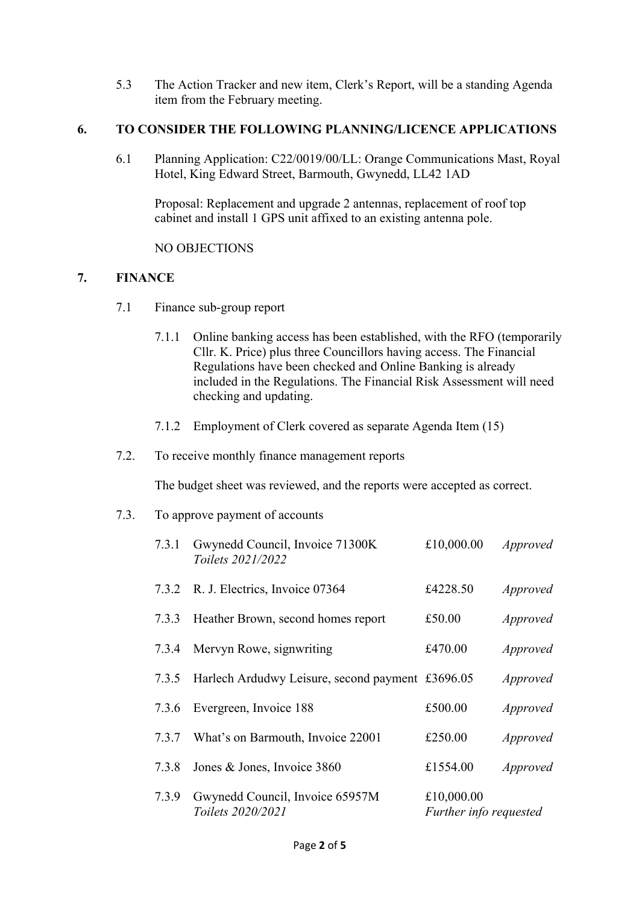5.3 The Action Tracker and new item, Clerk's Report, will be a standing Agenda item from the February meeting.

## 6. TO CONSIDER THE FOLLOWING PLANNING/LICENCE APPLICATIONS

6.1 Planning Application: C22/0019/00/LL: Orange Communications Mast, Royal Hotel, King Edward Street, Barmouth, Gwynedd, LL42 1AD

Proposal: Replacement and upgrade 2 antennas, replacement of roof top cabinet and install 1 GPS unit affixed to an existing antenna pole.

NO OBJECTIONS

## 7. FINANCE

7.1 Finance sub-group report

7.1.1 Online banking access has been established, with the RFO (temporarily Cllr. K. Price) plus three Councillors having access. The Financial Regulations have been checked and Online Banking is already included in the Regulations. The Financial Risk Assessment will need checking and updating.

7.1.2 Employment of Clerk covered as separate Agenda Item (15)

7.2. To receive monthly finance management reports

The budget sheet was reviewed, and the reports were accepted as correct.

7.3. To approve payment of accounts

| | | | |
|---|---|---|---|
| 7.3.1 | Gwynedd Council, Invoice 71300K *Toilets 2021/2022* | £10,000.00 | *Approved* |
| 7.3.2 | R. J. Electrics, Invoice 07364 | £4228.50 | *Approved* |
| 7.3.3 | Heather Brown, second homes report | £50.00 | *Approved* |
| 7.3.4 | Mervyn Rowe, signwriting | £470.00 | *Approved* |
| 7.3.5 | Harlech Ardudwy Leisure, second payment | £3696.05 | *Approved* |
| 7.3.6 | Evergreen, Invoice 188 | £500.00 | *Approved* |
| 7.3.7 | What's on Barmouth, Invoice 22001 | £250.00 | *Approved* |
| 7.3.8 | Jones & Jones, Invoice 3860 | £1554.00 | *Approved* |
| 7.3.9 | Gwynedd Council, Invoice 65957M *Toilets 2020/2021* | £10,000.00 | *Further info requested* |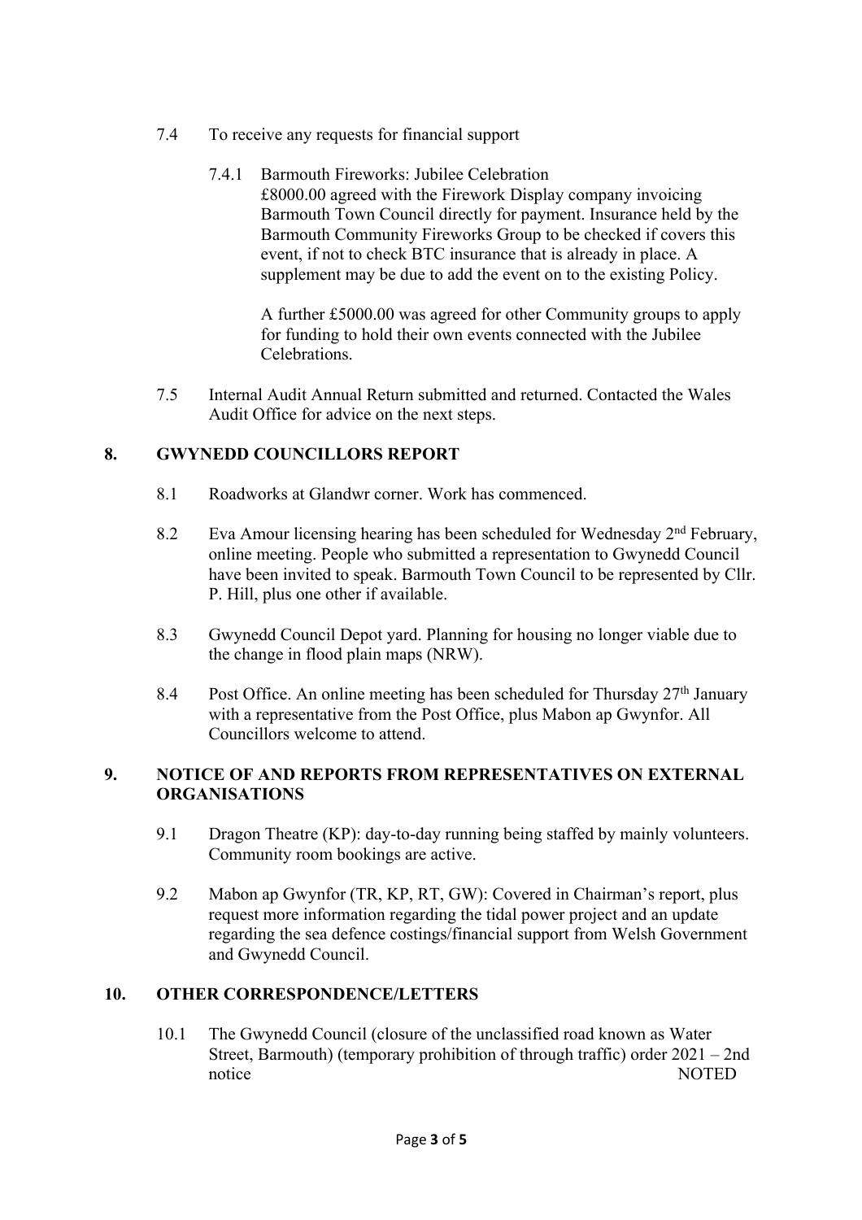7.4 To receive any requests for financial support

7.4.1 Barmouth Fireworks: Jubilee Celebration
£8000.00 agreed with the Firework Display company invoicing Barmouth Town Council directly for payment. Insurance held by the Barmouth Community Fireworks Group to be checked if covers this event, if not to check BTC insurance that is already in place. A supplement may be due to add the event on to the existing Policy.

A further £5000.00 was agreed for other Community groups to apply for funding to hold their own events connected with the Jubilee Celebrations.

7.5 Internal Audit Annual Return submitted and returned. Contacted the Wales Audit Office for advice on the next steps.

## 8. GWYNEDD COUNCILLORS REPORT

8.1 Roadworks at Glandwr corner. Work has commenced.

8.2 Eva Amour licensing hearing has been scheduled for Wednesday 2nd February, online meeting. People who submitted a representation to Gwynedd Council have been invited to speak. Barmouth Town Council to be represented by Cllr. P. Hill, plus one other if available.

8.3 Gwynedd Council Depot yard. Planning for housing no longer viable due to the change in flood plain maps (NRW).

8.4 Post Office. An online meeting has been scheduled for Thursday 27th January with a representative from the Post Office, plus Mabon ap Gwynfor. All Councillors welcome to attend.

## 9. NOTICE OF AND REPORTS FROM REPRESENTATIVES ON EXTERNAL ORGANISATIONS

9.1 Dragon Theatre (KP): day-to-day running being staffed by mainly volunteers. Community room bookings are active.

9.2 Mabon ap Gwynfor (TR, KP, RT, GW): Covered in Chairman's report, plus request more information regarding the tidal power project and an update regarding the sea defence costings/financial support from Welsh Government and Gwynedd Council.

## 10. OTHER CORRESPONDENCE/LETTERS

10.1 The Gwynedd Council (closure of the unclassified road known as Water Street, Barmouth) (temporary prohibition of through traffic) order 2021 – 2nd notice NOTED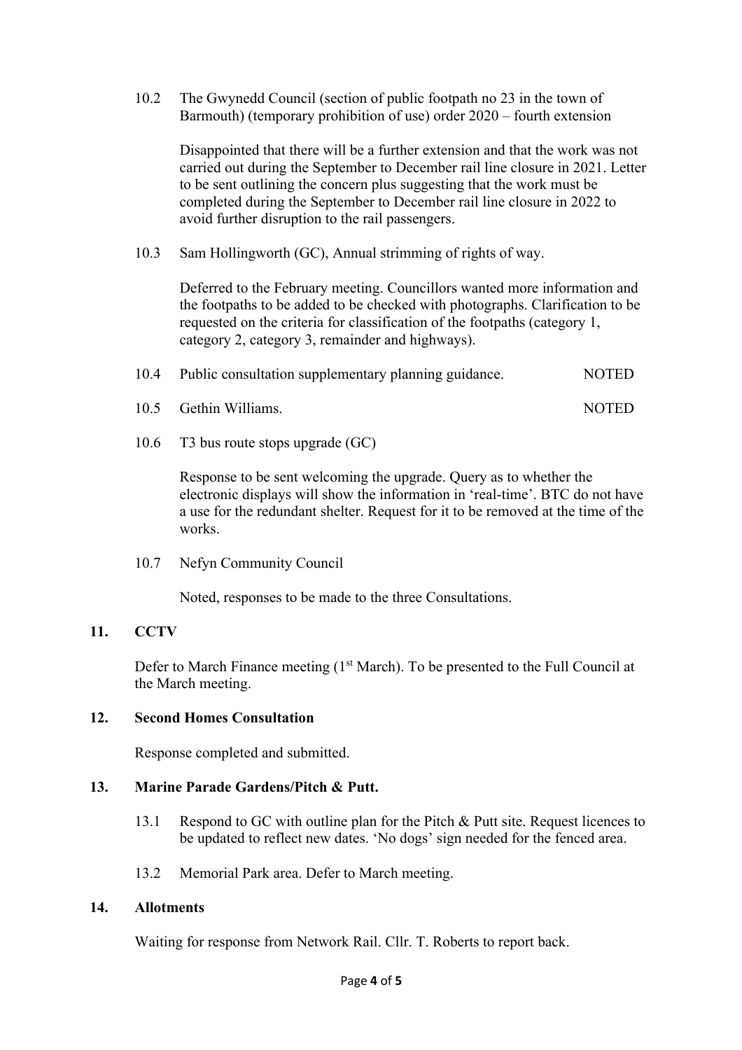10.2 The Gwynedd Council (section of public footpath no 23 in the town of Barmouth) (temporary prohibition of use) order 2020 – fourth extension

Disappointed that there will be a further extension and that the work was not carried out during the September to December rail line closure in 2021. Letter to be sent outlining the concern plus suggesting that the work must be completed during the September to December rail line closure in 2022 to avoid further disruption to the rail passengers.

10.3 Sam Hollingworth (GC), Annual strimming of rights of way.

Deferred to the February meeting. Councillors wanted more information and the footpaths to be added to be checked with photographs. Clarification to be requested on the criteria for classification of the footpaths (category 1, category 2, category 3, remainder and highways).

10.4 Public consultation supplementary planning guidance. NOTED

10.5 Gethin Williams. NOTED

10.6 T3 bus route stops upgrade (GC)

Response to be sent welcoming the upgrade. Query as to whether the electronic displays will show the information in 'real-time'. BTC do not have a use for the redundant shelter. Request for it to be removed at the time of the works.

10.7 Nefyn Community Council

Noted, responses to be made to the three Consultations.

## 11. CCTV

Defer to March Finance meeting (1st March). To be presented to the Full Council at the March meeting.

## 12. Second Homes Consultation

Response completed and submitted.

## 13. Marine Parade Gardens/Pitch & Putt.

13.1 Respond to GC with outline plan for the Pitch & Putt site. Request licences to be updated to reflect new dates. 'No dogs' sign needed for the fenced area.

13.2 Memorial Park area. Defer to March meeting.

## 14. Allotments

Waiting for response from Network Rail. Cllr. T. Roberts to report back.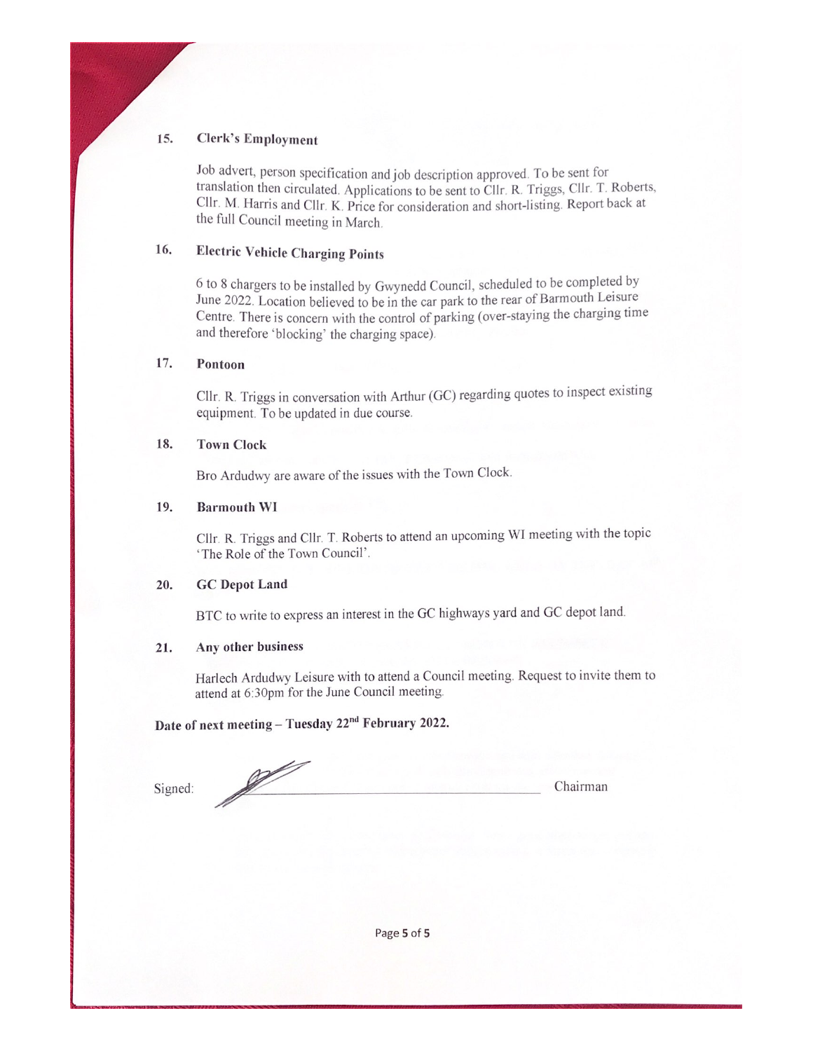## 15. Clerk's Employment

Job advert, person specification and job description approved. To be sent for translation then circulated. Applications to be sent to Cllr. R. Triggs, Cllr. T. Roberts, Cllr. M. Harris and Cllr. K. Price for consideration and short-listing. Report back at the full Council meeting in March.

## 16. Electric Vehicle Charging Points

6 to 8 chargers to be installed by Gwynedd Council, scheduled to be completed by June 2022. Location believed to be in the car park to the rear of Barmouth Leisure Centre. There is concern with the control of parking (over-staying the charging time and therefore 'blocking' the charging space).

## 17. Pontoon

Cllr. R. Triggs in conversation with Arthur (GC) regarding quotes to inspect existing equipment. To be updated in due course.

## 18. Town Clock

Bro Ardudwy are aware of the issues with the Town Clock.

## 19. Barmouth WI

Cllr. R. Triggs and Cllr. T. Roberts to attend an upcoming WI meeting with the topic 'The Role of the Town Council'.

## 20. GC Depot Land

BTC to write to express an interest in the GC highways yard and GC depot land.

## 21. Any other business

Harlech Ardudwy Leisure with to attend a Council meeting. Request to invite them to attend at 6:30pm for the June Council meeting.

**Date of next meeting – Tuesday 22nd February 2022.**

Signed: ______________________ Chairman